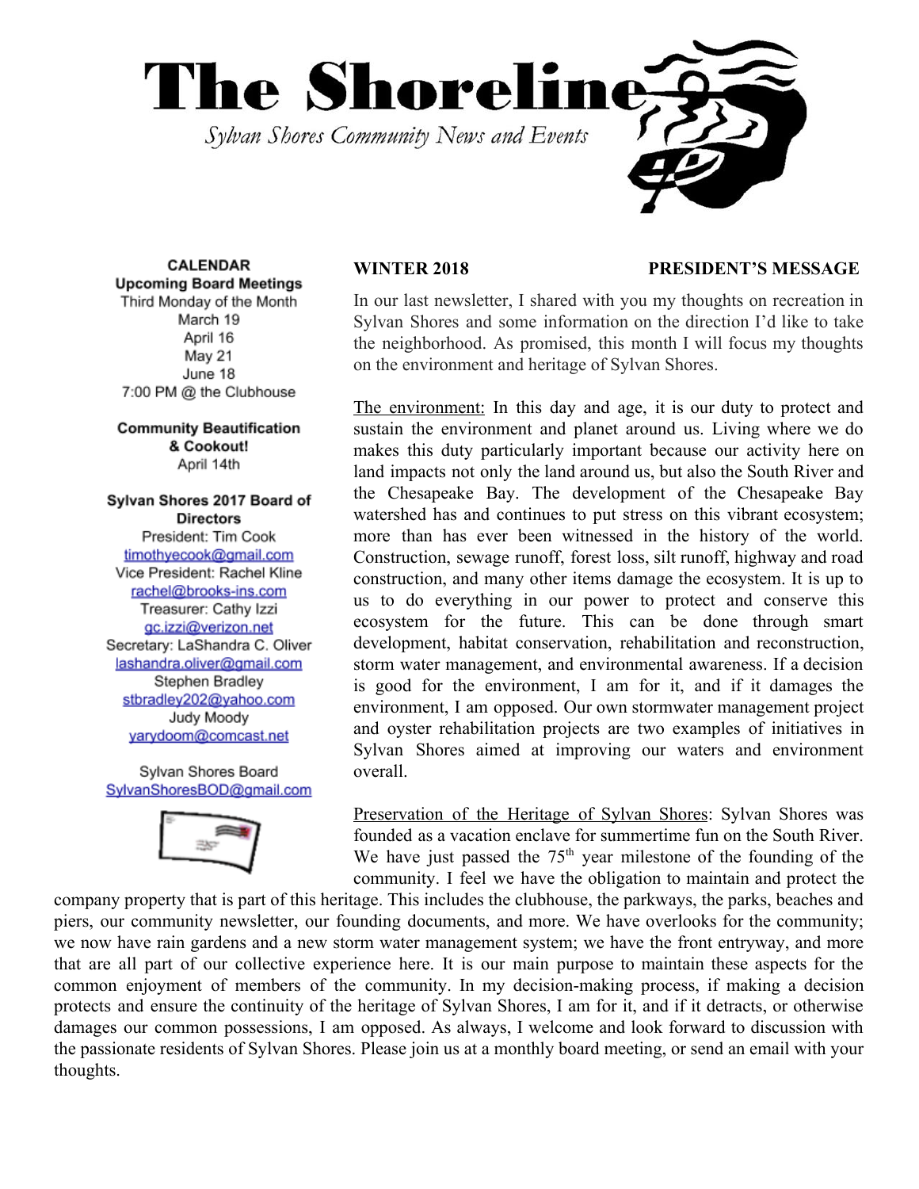# The Shoreline

*Sylvan Shores Community News and Events*

**CALENDAR**

**Upcoming Board Meetings**

Third Monday of the Month
March 19
April 16
May 21
June 18
7:00 PM @ the Clubhouse

**Community Beautification & Cookout!**

April 14th

**Sylvan Shores 2017 Board of Directors**

President: Tim Cook
timothyecook@gmail.com
Vice President: Rachel Kline
rachel@brooks-ins.com
Treasurer: Cathy Izzi
gc.izzi@verizon.net
Secretary: LaShandra C. Oliver
lashandra.oliver@gmail.com
Stephen Bradley
stbradley202@yahoo.com
Judy Moody
yarydoom@comcast.net

Sylvan Shores Board
SylvanShoresBOD@gmail.com

**WINTER 2018** **PRESIDENT'S MESSAGE**

In our last newsletter, I shared with you my thoughts on recreation in Sylvan Shores and some information on the direction I'd like to take the neighborhood. As promised, this month I will focus my thoughts on the environment and heritage of Sylvan Shores.

The environment: In this day and age, it is our duty to protect and sustain the environment and planet around us. Living where we do makes this duty particularly important because our activity here on land impacts not only the land around us, but also the South River and the Chesapeake Bay. The development of the Chesapeake Bay watershed has and continues to put stress on this vibrant ecosystem; more than has ever been witnessed in the history of the world. Construction, sewage runoff, forest loss, silt runoff, highway and road construction, and many other items damage the ecosystem. It is up to us to do everything in our power to protect and conserve this ecosystem for the future. This can be done through smart development, habitat conservation, rehabilitation and reconstruction, storm water management, and environmental awareness. If a decision is good for the environment, I am for it, and if it damages the environment, I am opposed. Our own stormwater management project and oyster rehabilitation projects are two examples of initiatives in Sylvan Shores aimed at improving our waters and environment overall.

Preservation of the Heritage of Sylvan Shores: Sylvan Shores was founded as a vacation enclave for summertime fun on the South River. We have just passed the 75th year milestone of the founding of the community. I feel we have the obligation to maintain and protect the company property that is part of this heritage. This includes the clubhouse, the parkways, the parks, beaches and piers, our community newsletter, our founding documents, and more. We have overlooks for the community; we now have rain gardens and a new storm water management system; we have the front entryway, and more that are all part of our collective experience here. It is our main purpose to maintain these aspects for the common enjoyment of members of the community. In my decision-making process, if making a decision protects and ensure the continuity of the heritage of Sylvan Shores, I am for it, and if it detracts, or otherwise damages our common possessions, I am opposed. As always, I welcome and look forward to discussion with the passionate residents of Sylvan Shores. Please join us at a monthly board meeting, or send an email with your thoughts.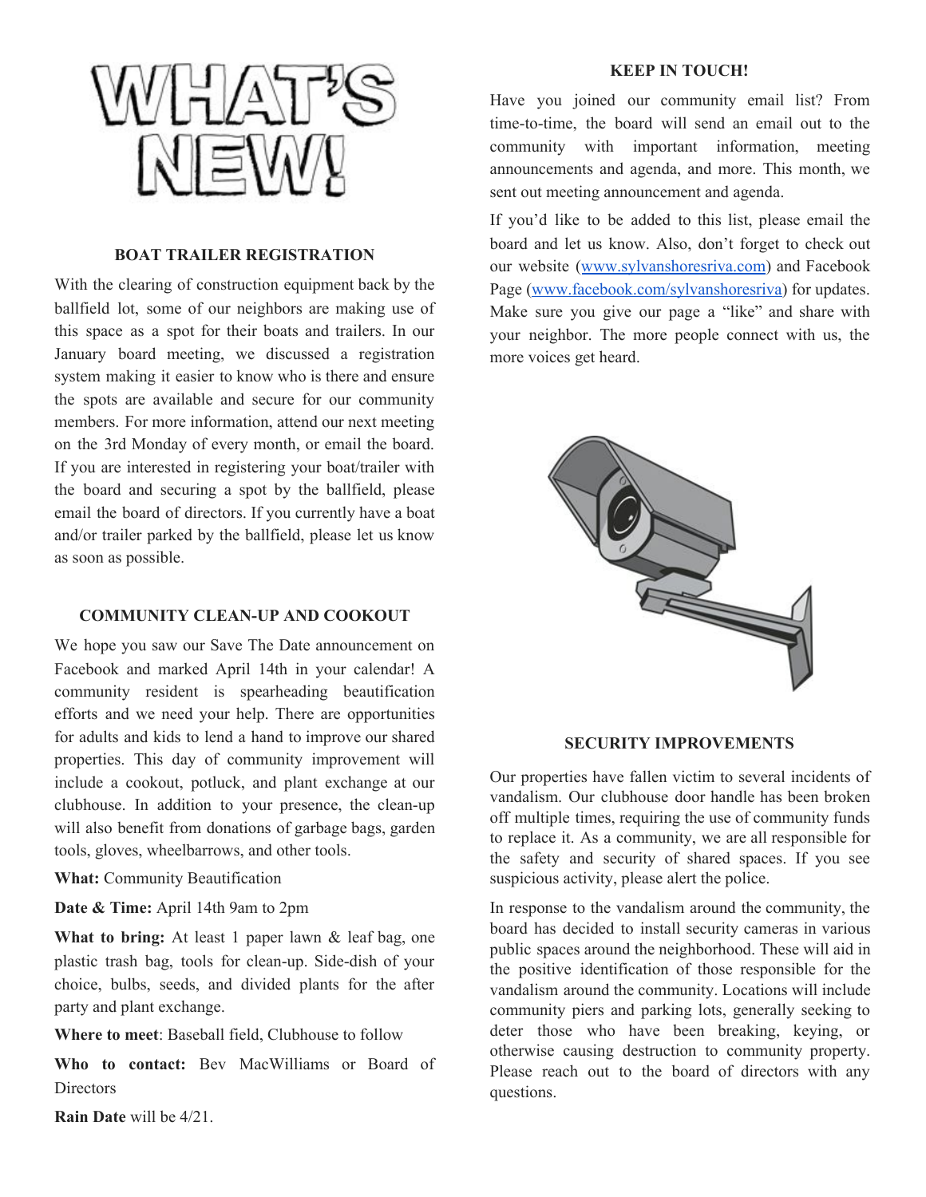# WHAT'S NEW!

## BOAT TRAILER REGISTRATION

With the clearing of construction equipment back by the ballfield lot, some of our neighbors are making use of this space as a spot for their boats and trailers. In our January board meeting, we discussed a registration system making it easier to know who is there and ensure the spots are available and secure for our community members. For more information, attend our next meeting on the 3rd Monday of every month, or email the board. If you are interested in registering your boat/trailer with the board and securing a spot by the ballfield, please email the board of directors. If you currently have a boat and/or trailer parked by the ballfield, please let us know as soon as possible.

## COMMUNITY CLEAN-UP AND COOKOUT

We hope you saw our Save The Date announcement on Facebook and marked April 14th in your calendar! A community resident is spearheading beautification efforts and we need your help. There are opportunities for adults and kids to lend a hand to improve our shared properties. This day of community improvement will include a cookout, potluck, and plant exchange at our clubhouse. In addition to your presence, the clean-up will also benefit from donations of garbage bags, garden tools, gloves, wheelbarrows, and other tools.

**What:** Community Beautification

**Date & Time:** April 14th 9am to 2pm

**What to bring:** At least 1 paper lawn & leaf bag, one plastic trash bag, tools for clean-up. Side-dish of your choice, bulbs, seeds, and divided plants for the after party and plant exchange.

**Where to meet**: Baseball field, Clubhouse to follow

**Who to contact:** Bev MacWilliams or Board of Directors

**Rain Date** will be 4/21.

## KEEP IN TOUCH!

Have you joined our community email list? From time-to-time, the board will send an email out to the community with important information, meeting announcements and agenda, and more. This month, we sent out meeting announcement and agenda.

If you'd like to be added to this list, please email the board and let us know. Also, don't forget to check out our website (www.sylvanshoresriva.com) and Facebook Page (www.facebook.com/sylvanshoresriva) for updates. Make sure you give our page a "like" and share with your neighbor. The more people connect with us, the more voices get heard.

## SECURITY IMPROVEMENTS

Our properties have fallen victim to several incidents of vandalism. Our clubhouse door handle has been broken off multiple times, requiring the use of community funds to replace it. As a community, we are all responsible for the safety and security of shared spaces. If you see suspicious activity, please alert the police.

In response to the vandalism around the community, the board has decided to install security cameras in various public spaces around the neighborhood. These will aid in the positive identification of those responsible for the vandalism around the community. Locations will include community piers and parking lots, generally seeking to deter those who have been breaking, keying, or otherwise causing destruction to community property. Please reach out to the board of directors with any questions.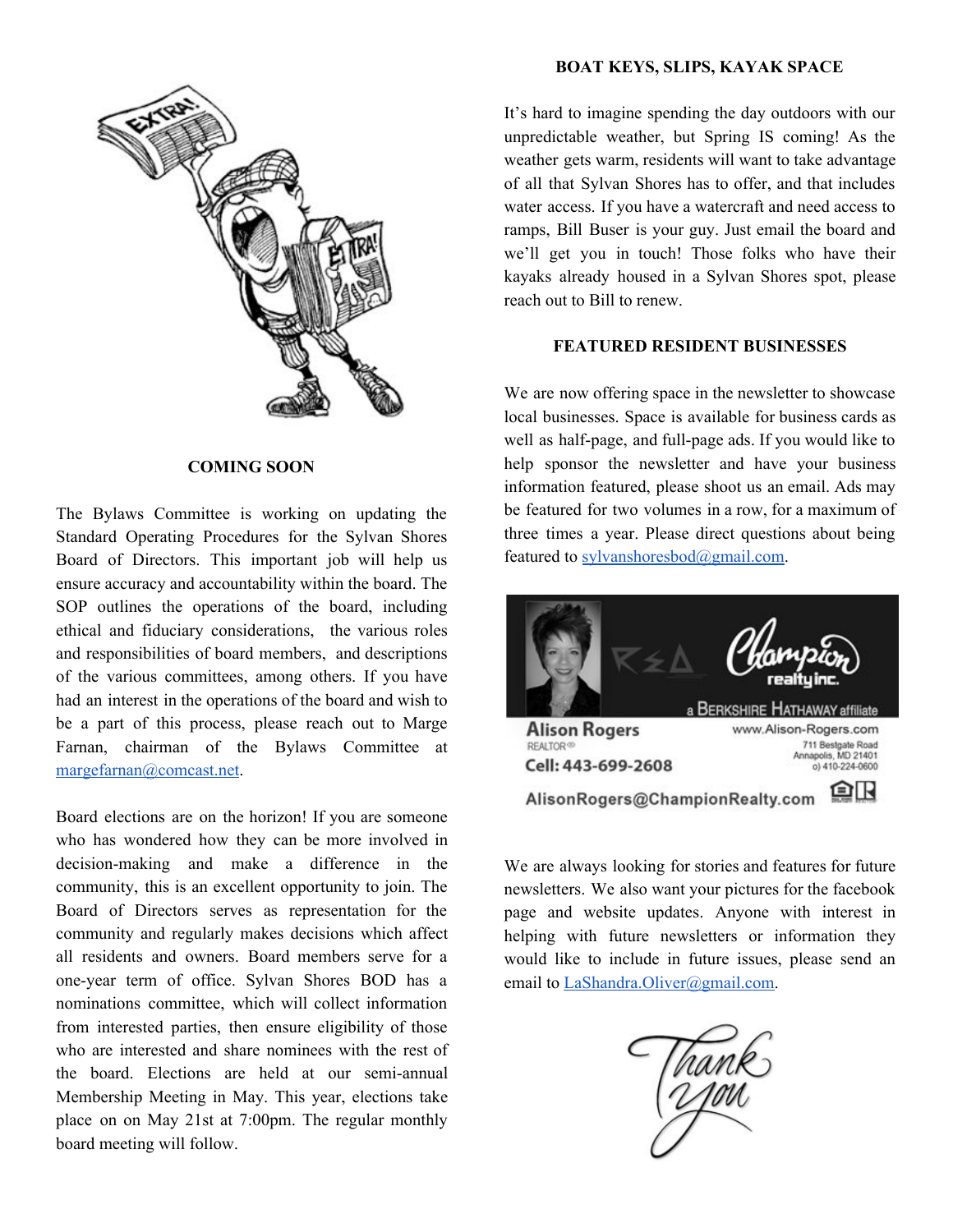## COMING SOON

The Bylaws Committee is working on updating the Standard Operating Procedures for the Sylvan Shores Board of Directors. This important job will help us ensure accuracy and accountability within the board. The SOP outlines the operations of the board, including ethical and fiduciary considerations, the various roles and responsibilities of board members, and descriptions of the various committees, among others. If you have had an interest in the operations of the board and wish to be a part of this process, please reach out to Marge Farnan, chairman of the Bylaws Committee at margefarnan@comcast.net.

Board elections are on the horizon! If you are someone who has wondered how they can be more involved in decision-making and make a difference in the community, this is an excellent opportunity to join. The Board of Directors serves as representation for the community and regularly makes decisions which affect all residents and owners. Board members serve for a one-year term of office. Sylvan Shores BOD has a nominations committee, which will collect information from interested parties, then ensure eligibility of those who are interested and share nominees with the rest of the board. Elections are held at our semi-annual Membership Meeting in May. This year, elections take place on on May 21st at 7:00pm. The regular monthly board meeting will follow.

## BOAT KEYS, SLIPS, KAYAK SPACE

It's hard to imagine spending the day outdoors with our unpredictable weather, but Spring IS coming! As the weather gets warm, residents will want to take advantage of all that Sylvan Shores has to offer, and that includes water access. If you have a watercraft and need access to ramps, Bill Buser is your guy. Just email the board and we'll get you in touch! Those folks who have their kayaks already housed in a Sylvan Shores spot, please reach out to Bill to renew.

## FEATURED RESIDENT BUSINESSES

We are now offering space in the newsletter to showcase local businesses. Space is available for business cards as well as half-page, and full-page ads. If you would like to help sponsor the newsletter and have your business information featured, please shoot us an email. Ads may be featured for two volumes in a row, for a maximum of three times a year. Please direct questions about being featured to sylvanshoresbod@gmail.com.

Champion realty inc. — a Berkshire Hathaway affiliate

Alison Rogers
REALTOR®
Cell: 443-699-2608
www.Alison-Rogers.com
711 Bestgate Road
Annapolis, MD 21401
o) 410-224-0600
AlisonRogers@ChampionRealty.com

We are always looking for stories and features for future newsletters. We also want your pictures for the facebook page and website updates. Anyone with interest in helping with future newsletters or information they would like to include in future issues, please send an email to LaShandra.Oliver@gmail.com.

Thank you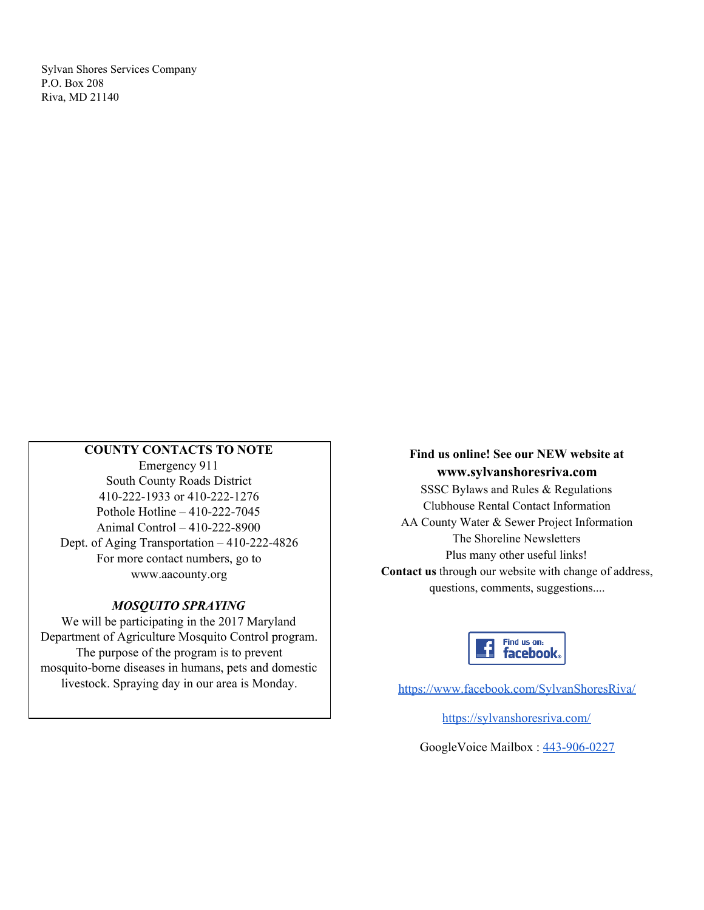Sylvan Shores Services Company
P.O. Box 208
Riva, MD 21140

**COUNTY CONTACTS TO NOTE**

Emergency 911
South County Roads District
410-222-1933 or 410-222-1276
Pothole Hotline – 410-222-7045
Animal Control – 410-222-8900
Dept. of Aging Transportation – 410-222-4826
For more contact numbers, go to
www.aacounty.org

***MOSQUITO SPRAYING***

We will be participating in the 2017 Maryland Department of Agriculture Mosquito Control program. The purpose of the program is to prevent mosquito-borne diseases in humans, pets and domestic livestock. Spraying day in our area is Monday.

**Find us online! See our NEW website at www.sylvanshoresriva.com**

SSSC Bylaws and Rules & Regulations
Clubhouse Rental Contact Information
AA County Water & Sewer Project Information
The Shoreline Newsletters
Plus many other useful links!

**Contact us** through our website with change of address, questions, comments, suggestions....

Find us on: facebook

https://www.facebook.com/SylvanShoresRiva/

https://sylvanshoresriva.com/

GoogleVoice Mailbox : 443-906-0227